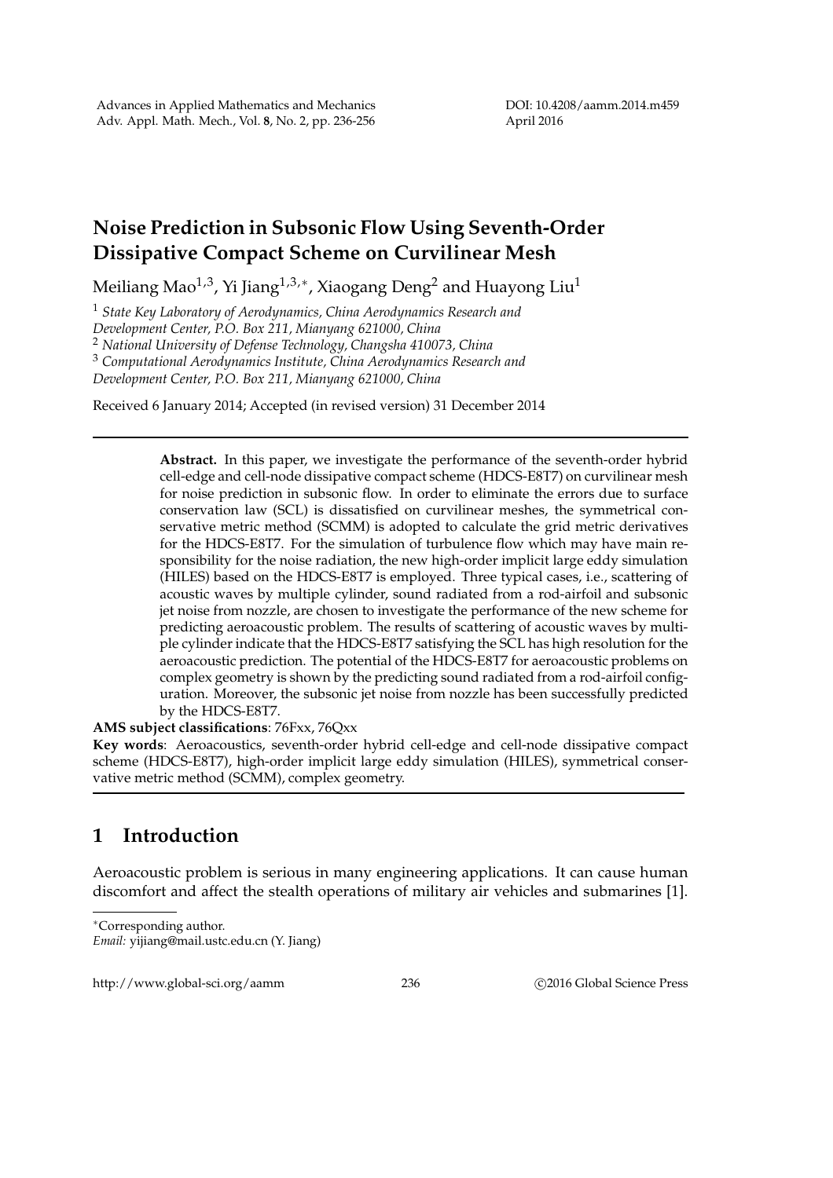# Noise Prediction in Subsonic Flow Using Seventh-Order Dissipative Compact Scheme on Curvilinear Mesh

Meiliang Mao[1,3], Yi Jiang[1,3,*], Xiaogang Deng[2] and Huayong Liu[1]

[1] *State Key Laboratory of Aerodynamics, China Aerodynamics Research and Development Center, P.O. Box 211, Mianyang 621000, China*

[2] *National University of Defense Technology, Changsha 410073, China*

[3] *Computational Aerodynamics Institute, China Aerodynamics Research and Development Center, P.O. Box 211, Mianyang 621000, China*

Received 6 January 2014; Accepted (in revised version) 31 December 2014

---

**Abstract.** In this paper, we investigate the performance of the seventh-order hybrid cell-edge and cell-node dissipative compact scheme (HDCS-E8T7) on curvilinear mesh for noise prediction in subsonic flow. In order to eliminate the errors due to surface conservation law (SCL) is dissatisfied on curvilinear meshes, the symmetrical conservative metric method (SCMM) is adopted to calculate the grid metric derivatives for the HDCS-E8T7. For the simulation of turbulence flow which may have main responsibility for the noise radiation, the new high-order implicit large eddy simulation (HILES) based on the HDCS-E8T7 is employed. Three typical cases, i.e., scattering of acoustic waves by multiple cylinder, sound radiated from a rod-airfoil and subsonic jet noise from nozzle, are chosen to investigate the performance of the new scheme for predicting aeroacoustic problem. The results of scattering of acoustic waves by multiple cylinder indicate that the HDCS-E8T7 satisfying the SCL has high resolution for the aeroacoustic prediction. The potential of the HDCS-E8T7 for aeroacoustic problems on complex geometry is shown by the predicting sound radiated from a rod-airfoil configuration. Moreover, the subsonic jet noise from nozzle has been successfully predicted by the HDCS-E8T7.

**AMS subject classifications**: 76Fxx, 76Qxx

**Key words**: Aeroacoustics, seventh-order hybrid cell-edge and cell-node dissipative compact scheme (HDCS-E8T7), high-order implicit large eddy simulation (HILES), symmetrical conservative metric method (SCMM), complex geometry.

---

## 1 Introduction

Aeroacoustic problem is serious in many engineering applications. It can cause human discomfort and affect the stealth operations of military air vehicles and submarines [1].

---

*Corresponding author.
*Email:* yijiang@mail.ustc.edu.cn (Y. Jiang)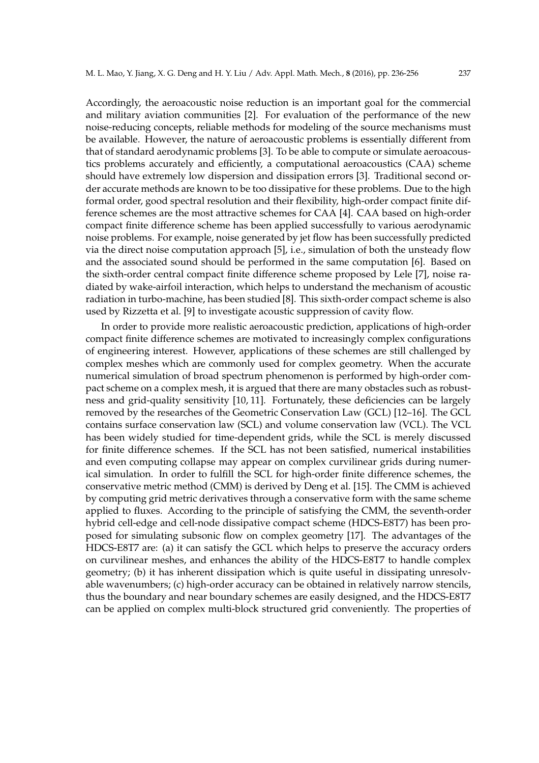Accordingly, the aeroacoustic noise reduction is an important goal for the commercial and military aviation communities [2]. For evaluation of the performance of the new noise-reducing concepts, reliable methods for modeling of the source mechanisms must be available. However, the nature of aeroacoustic problems is essentially different from that of standard aerodynamic problems [3]. To be able to compute or simulate aeroacoustics problems accurately and efficiently, a computational aeroacoustics (CAA) scheme should have extremely low dispersion and dissipation errors [3]. Traditional second order accurate methods are known to be too dissipative for these problems. Due to the high formal order, good spectral resolution and their flexibility, high-order compact finite difference schemes are the most attractive schemes for CAA [4]. CAA based on high-order compact finite difference scheme has been applied successfully to various aerodynamic noise problems. For example, noise generated by jet flow has been successfully predicted via the direct noise computation approach [5], i.e., simulation of both the unsteady flow and the associated sound should be performed in the same computation [6]. Based on the sixth-order central compact finite difference scheme proposed by Lele [7], noise radiated by wake-airfoil interaction, which helps to understand the mechanism of acoustic radiation in turbo-machine, has been studied [8]. This sixth-order compact scheme is also used by Rizzetta et al. [9] to investigate acoustic suppression of cavity flow.

In order to provide more realistic aeroacoustic prediction, applications of high-order compact finite difference schemes are motivated to increasingly complex configurations of engineering interest. However, applications of these schemes are still challenged by complex meshes which are commonly used for complex geometry. When the accurate numerical simulation of broad spectrum phenomenon is performed by high-order compact scheme on a complex mesh, it is argued that there are many obstacles such as robustness and grid-quality sensitivity [10, 11]. Fortunately, these deficiencies can be largely removed by the researches of the Geometric Conservation Law (GCL) [12–16]. The GCL contains surface conservation law (SCL) and volume conservation law (VCL). The VCL has been widely studied for time-dependent grids, while the SCL is merely discussed for finite difference schemes. If the SCL has not been satisfied, numerical instabilities and even computing collapse may appear on complex curvilinear grids during numerical simulation. In order to fulfill the SCL for high-order finite difference schemes, the conservative metric method (CMM) is derived by Deng et al. [15]. The CMM is achieved by computing grid metric derivatives through a conservative form with the same scheme applied to fluxes. According to the principle of satisfying the CMM, the seventh-order hybrid cell-edge and cell-node dissipative compact scheme (HDCS-E8T7) has been proposed for simulating subsonic flow on complex geometry [17]. The advantages of the HDCS-E8T7 are: (a) it can satisfy the GCL which helps to preserve the accuracy orders on curvilinear meshes, and enhances the ability of the HDCS-E8T7 to handle complex geometry; (b) it has inherent dissipation which is quite useful in dissipating unresolvable wavenumbers; (c) high-order accuracy can be obtained in relatively narrow stencils, thus the boundary and near boundary schemes are easily designed, and the HDCS-E8T7 can be applied on complex multi-block structured grid conveniently. The properties of